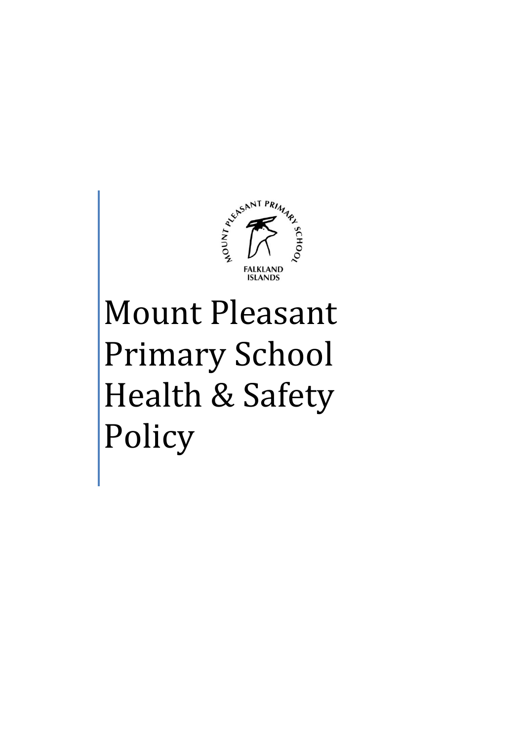MOUNT PLEASANT PRIMARY SCHOOL

FALKLAND ISLANDS

# Mount Pleasant Primary School Health & Safety Policy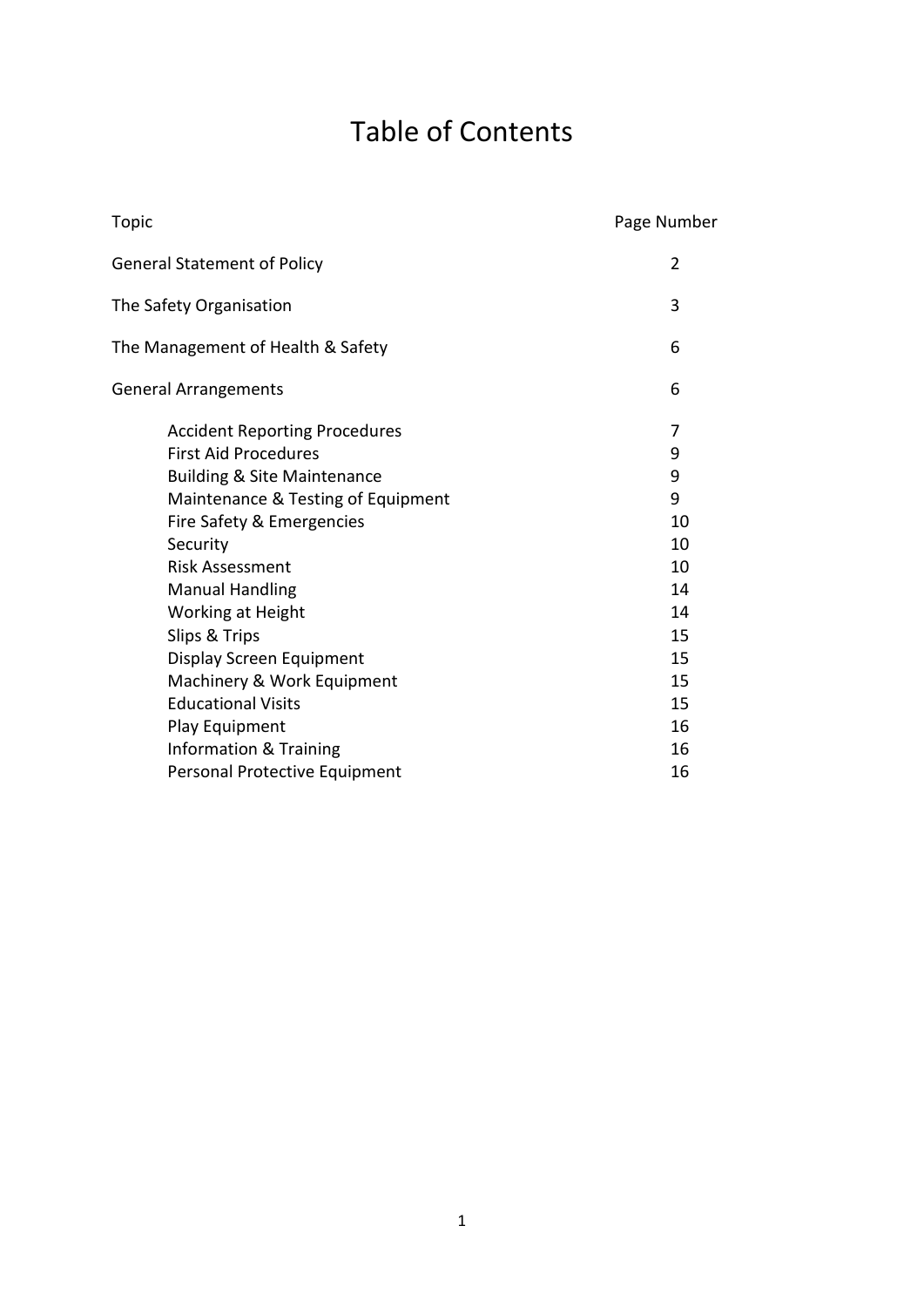# Table of Contents

| Topic | Page Number |
| --- | --- |
| General Statement of Policy | 2 |
| The Safety Organisation | 3 |
| The Management of Health & Safety | 6 |
| General Arrangements | 6 |
| Accident Reporting Procedures | 7 |
| First Aid Procedures | 9 |
| Building & Site Maintenance | 9 |
| Maintenance & Testing of Equipment | 9 |
| Fire Safety & Emergencies | 10 |
| Security | 10 |
| Risk Assessment | 10 |
| Manual Handling | 14 |
| Working at Height | 14 |
| Slips & Trips | 15 |
| Display Screen Equipment | 15 |
| Machinery & Work Equipment | 15 |
| Educational Visits | 15 |
| Play Equipment | 16 |
| Information & Training | 16 |
| Personal Protective Equipment | 16 |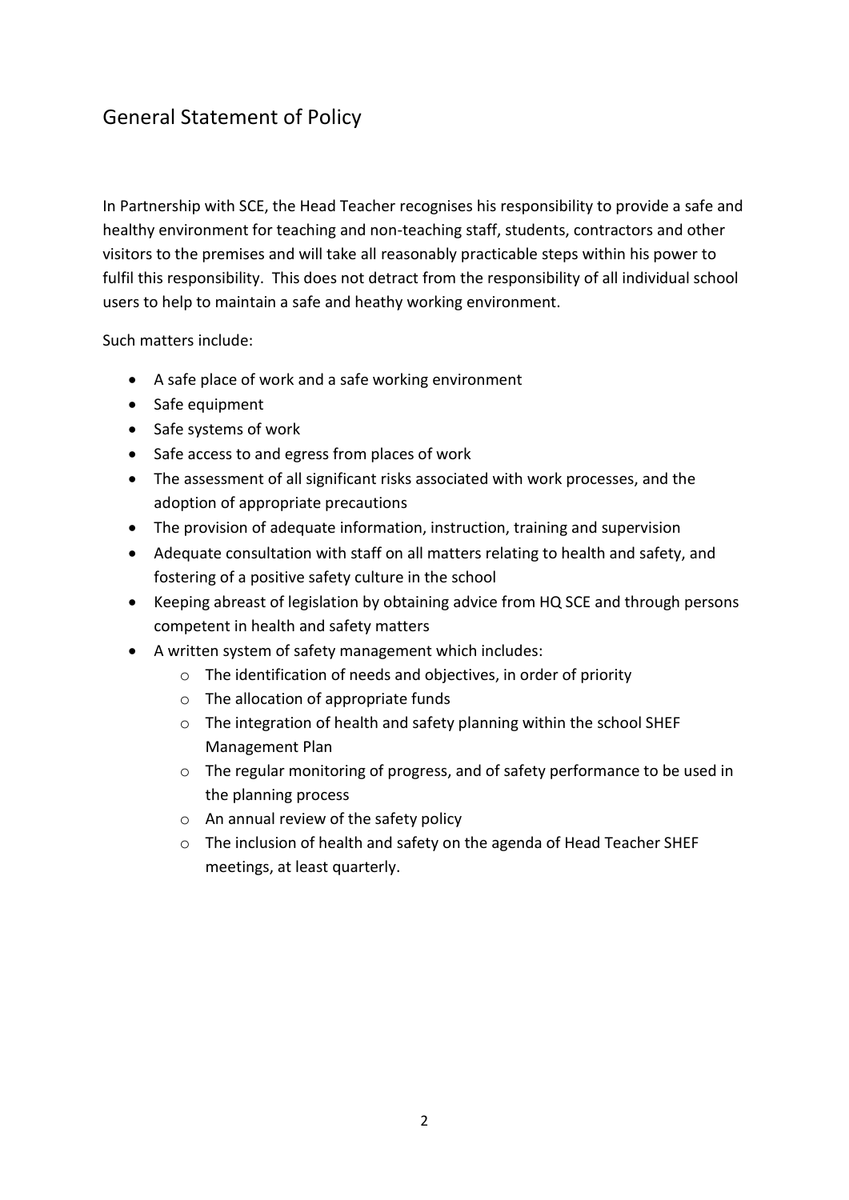## General Statement of Policy

In Partnership with SCE, the Head Teacher recognises his responsibility to provide a safe and healthy environment for teaching and non-teaching staff, students, contractors and other visitors to the premises and will take all reasonably practicable steps within his power to fulfil this responsibility. This does not detract from the responsibility of all individual school users to help to maintain a safe and heathy working environment.

Such matters include:

- A safe place of work and a safe working environment
- Safe equipment
- Safe systems of work
- Safe access to and egress from places of work
- The assessment of all significant risks associated with work processes, and the adoption of appropriate precautions
- The provision of adequate information, instruction, training and supervision
- Adequate consultation with staff on all matters relating to health and safety, and fostering of a positive safety culture in the school
- Keeping abreast of legislation by obtaining advice from HQ SCE and through persons competent in health and safety matters
- A written system of safety management which includes:
  - The identification of needs and objectives, in order of priority
  - The allocation of appropriate funds
  - The integration of health and safety planning within the school SHEF Management Plan
  - The regular monitoring of progress, and of safety performance to be used in the planning process
  - An annual review of the safety policy
  - The inclusion of health and safety on the agenda of Head Teacher SHEF meetings, at least quarterly.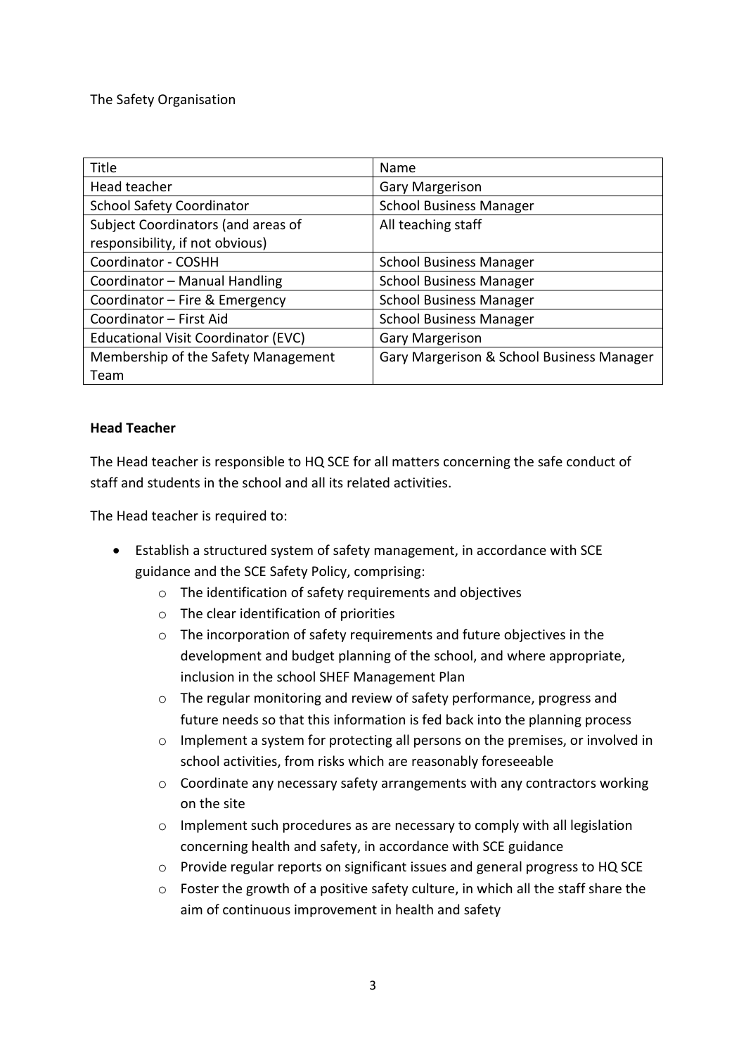The Safety Organisation

| Title | Name |
| --- | --- |
| Head teacher | Gary Margerison |
| School Safety Coordinator | School Business Manager |
| Subject Coordinators (and areas of responsibility, if not obvious) | All teaching staff |
| Coordinator - COSHH | School Business Manager |
| Coordinator – Manual Handling | School Business Manager |
| Coordinator – Fire & Emergency | School Business Manager |
| Coordinator – First Aid | School Business Manager |
| Educational Visit Coordinator (EVC) | Gary Margerison |
| Membership of the Safety Management Team | Gary Margerison & School Business Manager |

**Head Teacher**

The Head teacher is responsible to HQ SCE for all matters concerning the safe conduct of staff and students in the school and all its related activities.

The Head teacher is required to:

- Establish a structured system of safety management, in accordance with SCE guidance and the SCE Safety Policy, comprising:
  - The identification of safety requirements and objectives
  - The clear identification of priorities
  - The incorporation of safety requirements and future objectives in the development and budget planning of the school, and where appropriate, inclusion in the school SHEF Management Plan
  - The regular monitoring and review of safety performance, progress and future needs so that this information is fed back into the planning process
  - Implement a system for protecting all persons on the premises, or involved in school activities, from risks which are reasonably foreseeable
  - Coordinate any necessary safety arrangements with any contractors working on the site
  - Implement such procedures as are necessary to comply with all legislation concerning health and safety, in accordance with SCE guidance
  - Provide regular reports on significant issues and general progress to HQ SCE
  - Foster the growth of a positive safety culture, in which all the staff share the aim of continuous improvement in health and safety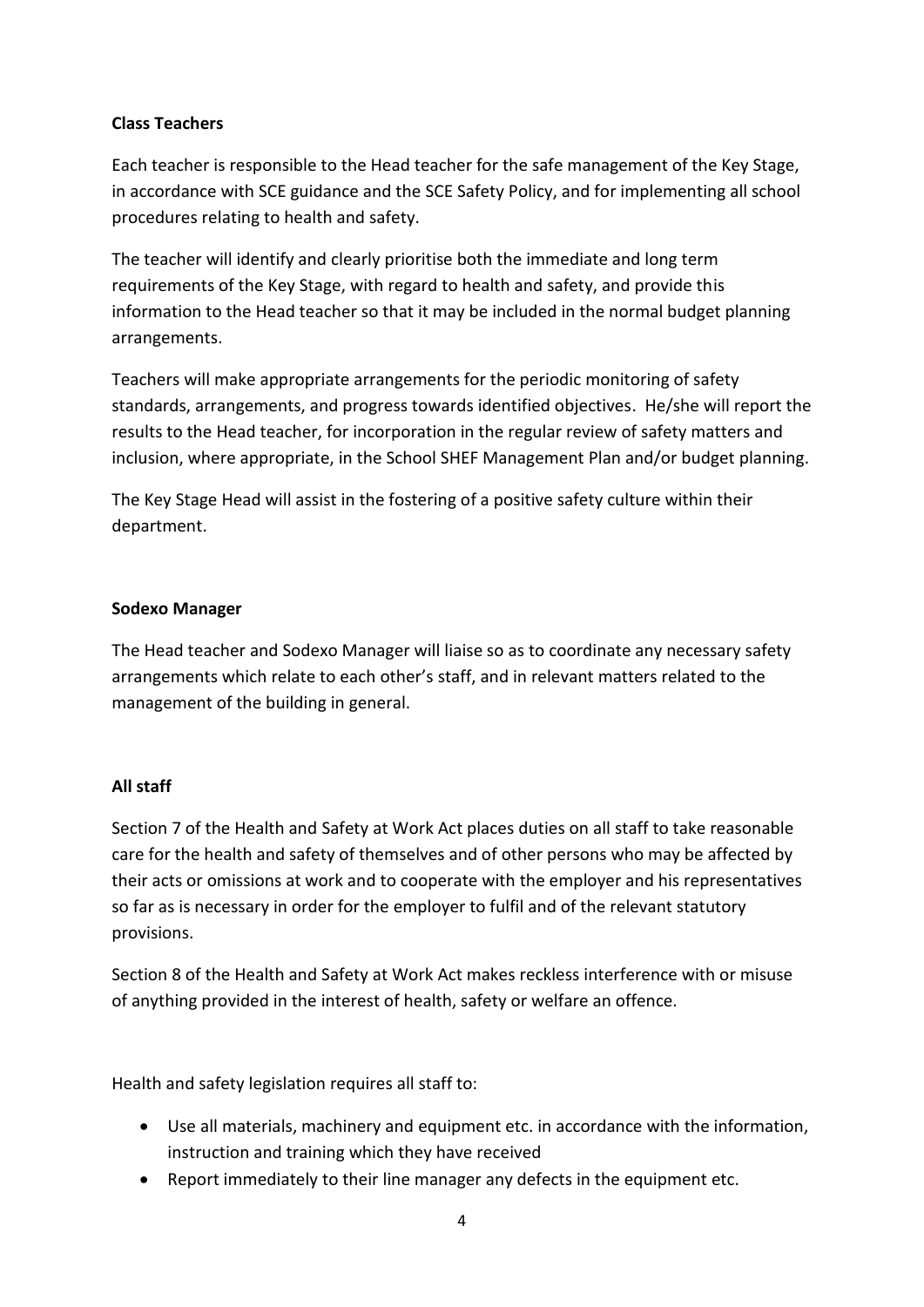**Class Teachers**

Each teacher is responsible to the Head teacher for the safe management of the Key Stage, in accordance with SCE guidance and the SCE Safety Policy, and for implementing all school procedures relating to health and safety.

The teacher will identify and clearly prioritise both the immediate and long term requirements of the Key Stage, with regard to health and safety, and provide this information to the Head teacher so that it may be included in the normal budget planning arrangements.

Teachers will make appropriate arrangements for the periodic monitoring of safety standards, arrangements, and progress towards identified objectives. He/she will report the results to the Head teacher, for incorporation in the regular review of safety matters and inclusion, where appropriate, in the School SHEF Management Plan and/or budget planning.

The Key Stage Head will assist in the fostering of a positive safety culture within their department.

**Sodexo Manager**

The Head teacher and Sodexo Manager will liaise so as to coordinate any necessary safety arrangements which relate to each other's staff, and in relevant matters related to the management of the building in general.

**All staff**

Section 7 of the Health and Safety at Work Act places duties on all staff to take reasonable care for the health and safety of themselves and of other persons who may be affected by their acts or omissions at work and to cooperate with the employer and his representatives so far as is necessary in order for the employer to fulfil and of the relevant statutory provisions.

Section 8 of the Health and Safety at Work Act makes reckless interference with or misuse of anything provided in the interest of health, safety or welfare an offence.

Health and safety legislation requires all staff to:

- Use all materials, machinery and equipment etc. in accordance with the information, instruction and training which they have received
- Report immediately to their line manager any defects in the equipment etc.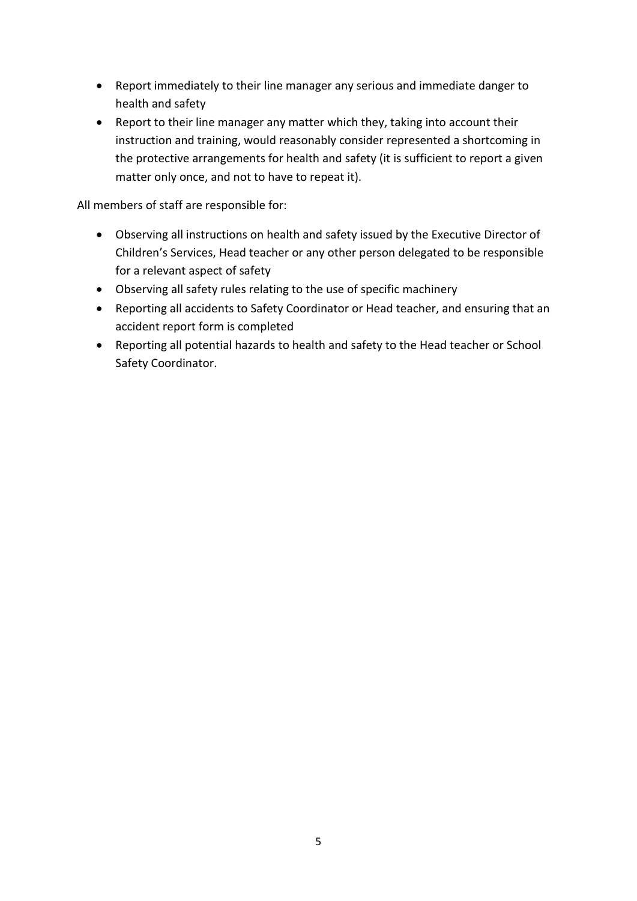- Report immediately to their line manager any serious and immediate danger to health and safety
- Report to their line manager any matter which they, taking into account their instruction and training, would reasonably consider represented a shortcoming in the protective arrangements for health and safety (it is sufficient to report a given matter only once, and not to have to repeat it).

All members of staff are responsible for:

- Observing all instructions on health and safety issued by the Executive Director of Children's Services, Head teacher or any other person delegated to be responsible for a relevant aspect of safety
- Observing all safety rules relating to the use of specific machinery
- Reporting all accidents to Safety Coordinator or Head teacher, and ensuring that an accident report form is completed
- Reporting all potential hazards to health and safety to the Head teacher or School Safety Coordinator.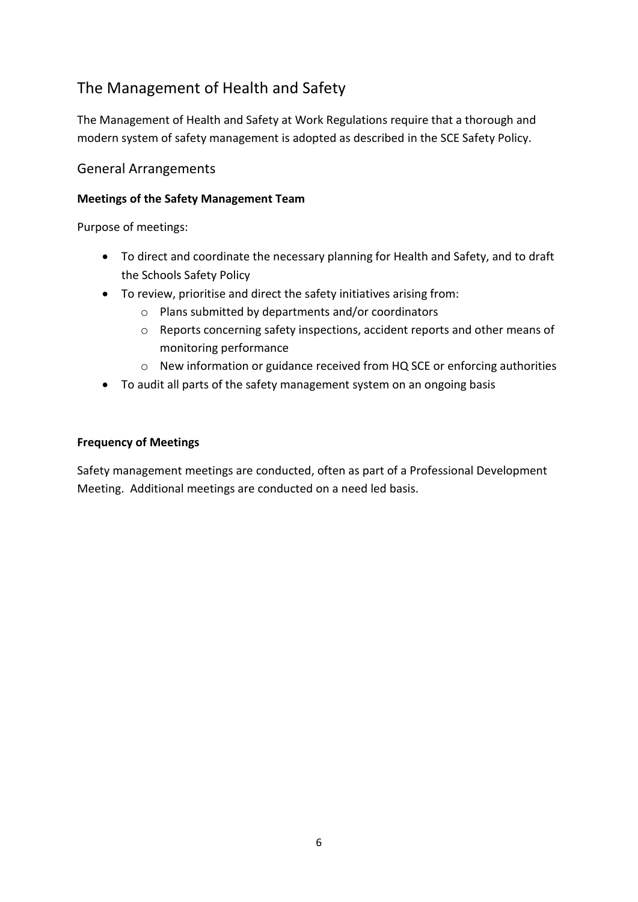## The Management of Health and Safety

The Management of Health and Safety at Work Regulations require that a thorough and modern system of safety management is adopted as described in the SCE Safety Policy.

### General Arrangements

**Meetings of the Safety Management Team**

Purpose of meetings:

- To direct and coordinate the necessary planning for Health and Safety, and to draft the Schools Safety Policy
- To review, prioritise and direct the safety initiatives arising from:
    - Plans submitted by departments and/or coordinators
    - Reports concerning safety inspections, accident reports and other means of monitoring performance
    - New information or guidance received from HQ SCE or enforcing authorities
- To audit all parts of the safety management system on an ongoing basis

**Frequency of Meetings**

Safety management meetings are conducted, often as part of a Professional Development Meeting. Additional meetings are conducted on a need led basis.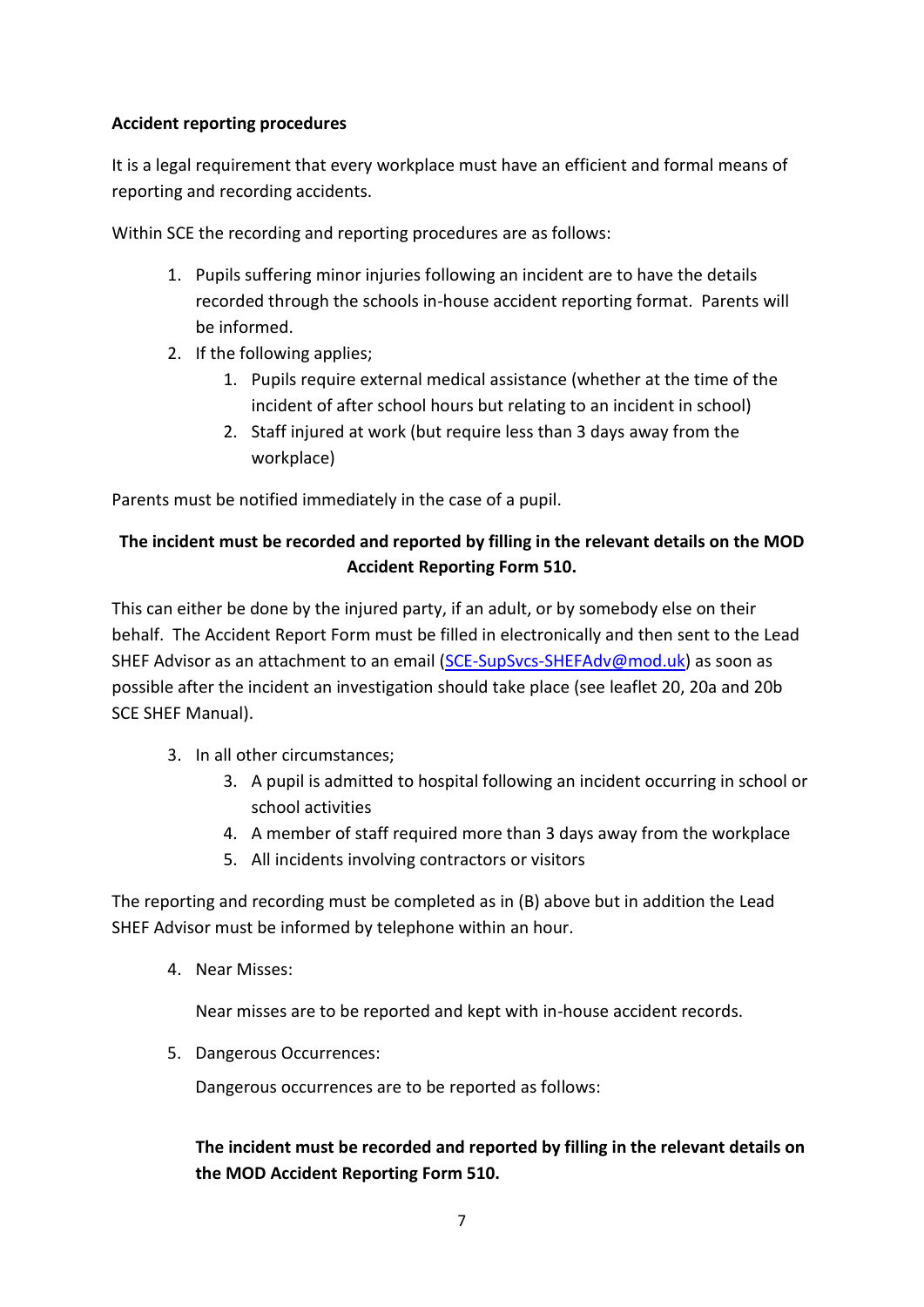**Accident reporting procedures**

It is a legal requirement that every workplace must have an efficient and formal means of reporting and recording accidents.

Within SCE the recording and reporting procedures are as follows:

1. Pupils suffering minor injuries following an incident are to have the details recorded through the schools in-house accident reporting format. Parents will be informed.
2. If the following applies;
    1. Pupils require external medical assistance (whether at the time of the incident of after school hours but relating to an incident in school)
    2. Staff injured at work (but require less than 3 days away from the workplace)

Parents must be notified immediately in the case of a pupil.

**The incident must be recorded and reported by filling in the relevant details on the MOD Accident Reporting Form 510.**

This can either be done by the injured party, if an adult, or by somebody else on their behalf. The Accident Report Form must be filled in electronically and then sent to the Lead SHEF Advisor as an attachment to an email (SCE-SupSvcs-SHEFAdv@mod.uk) as soon as possible after the incident an investigation should take place (see leaflet 20, 20a and 20b SCE SHEF Manual).

3. In all other circumstances;
    3. A pupil is admitted to hospital following an incident occurring in school or school activities
    4. A member of staff required more than 3 days away from the workplace
    5. All incidents involving contractors or visitors

The reporting and recording must be completed as in (B) above but in addition the Lead SHEF Advisor must be informed by telephone within an hour.

4. Near Misses:

    Near misses are to be reported and kept with in-house accident records.

5. Dangerous Occurrences:

    Dangerous occurrences are to be reported as follows:

    **The incident must be recorded and reported by filling in the relevant details on the MOD Accident Reporting Form 510.**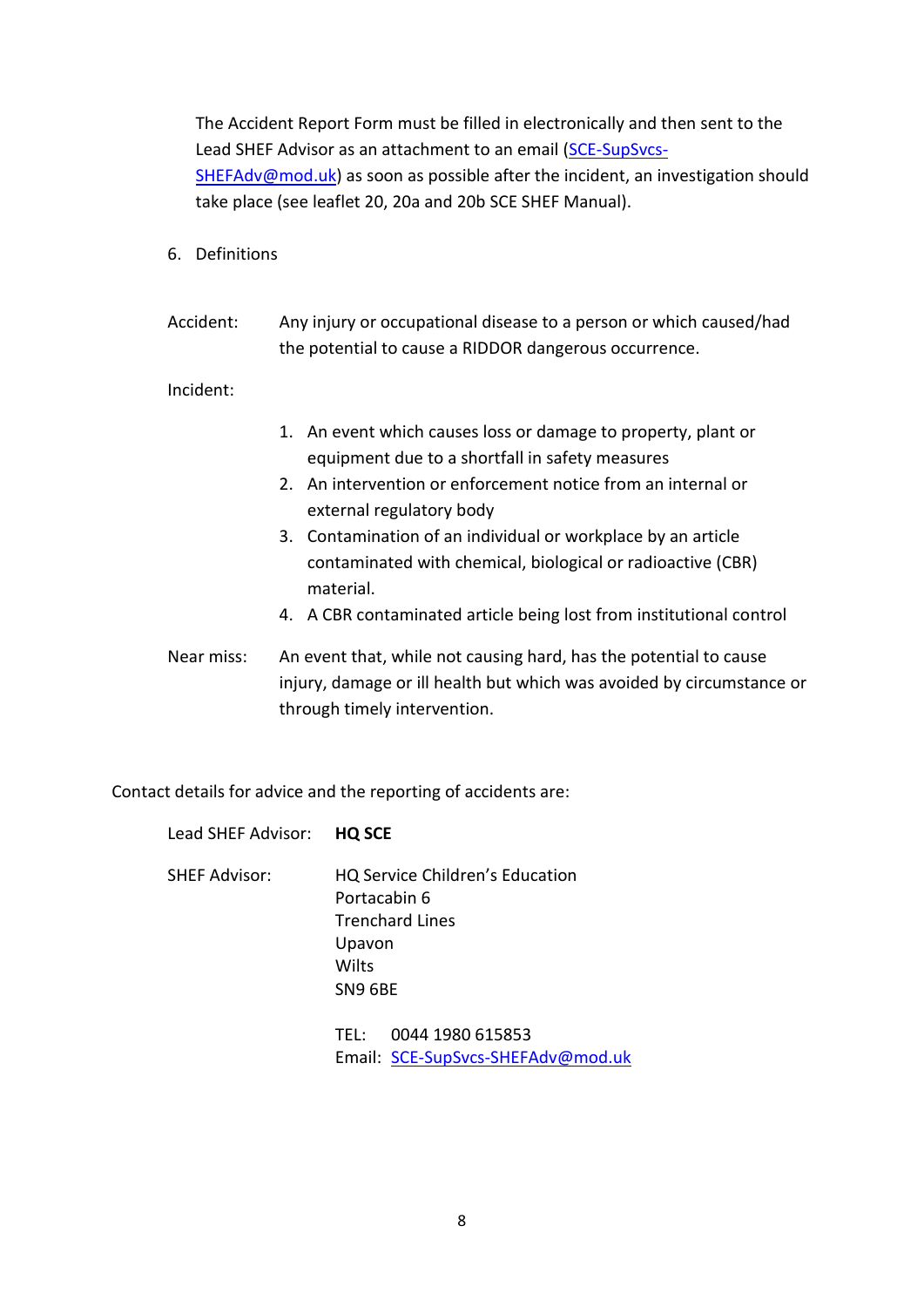The Accident Report Form must be filled in electronically and then sent to the Lead SHEF Advisor as an attachment to an email (SCE-SupSvcs-SHEFAdv@mod.uk) as soon as possible after the incident, an investigation should take place (see leaflet 20, 20a and 20b SCE SHEF Manual).

6. Definitions

**Accident:** Any injury or occupational disease to a person or which caused/had the potential to cause a RIDDOR dangerous occurrence.

**Incident:**

1. An event which causes loss or damage to property, plant or equipment due to a shortfall in safety measures
2. An intervention or enforcement notice from an internal or external regulatory body
3. Contamination of an individual or workplace by an article contaminated with chemical, biological or radioactive (CBR) material.
4. A CBR contaminated article being lost from institutional control

**Near miss:** An event that, while not causing hard, has the potential to cause injury, damage or ill health but which was avoided by circumstance or through timely intervention.

Contact details for advice and the reporting of accidents are:

Lead SHEF Advisor: **HQ SCE**

SHEF Advisor:
HQ Service Children's Education
Portacabin 6
Trenchard Lines
Upavon
Wilts
SN9 6BE

TEL: 0044 1980 615853
Email: SCE-SupSvcs-SHEFAdv@mod.uk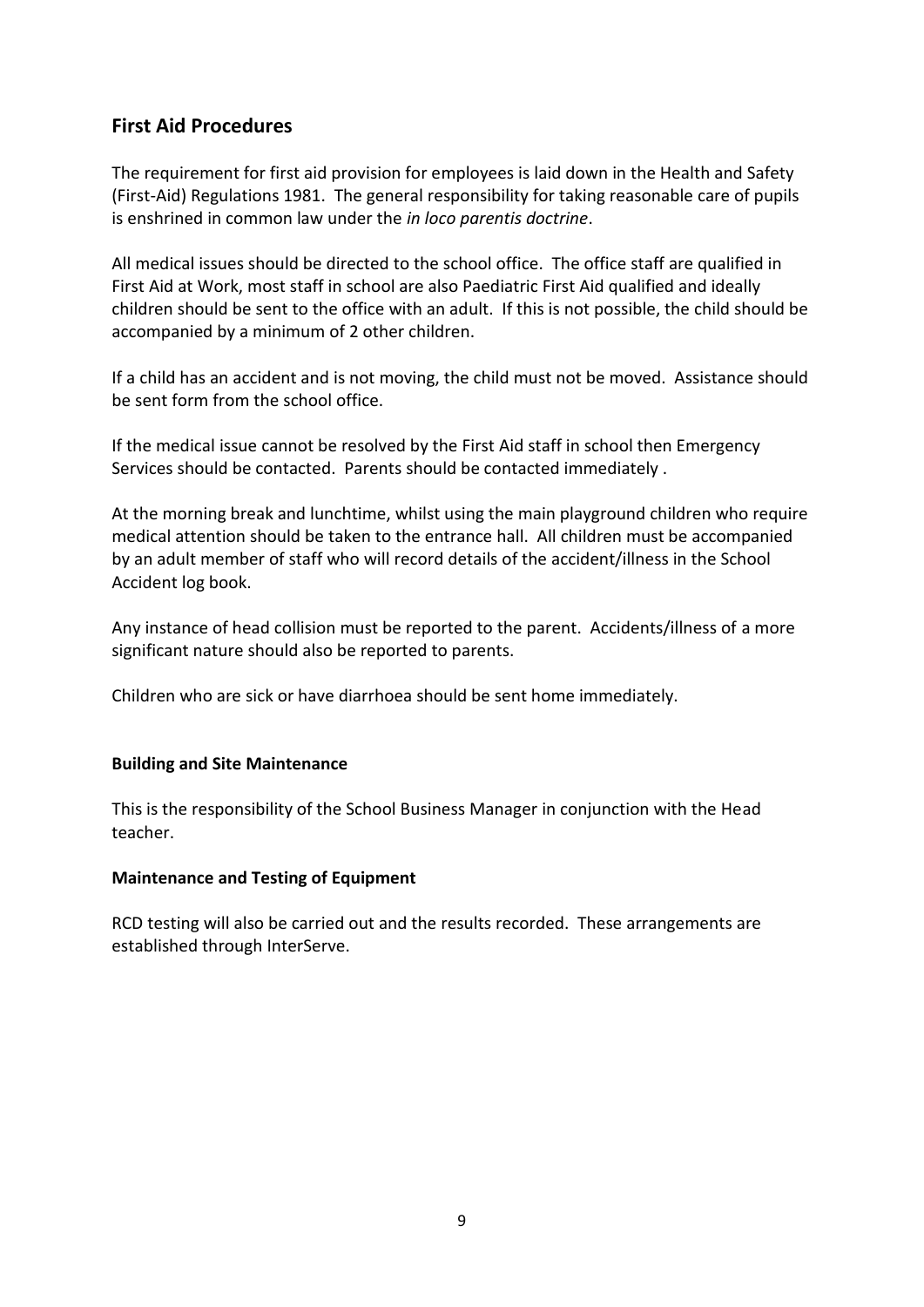## First Aid Procedures

The requirement for first aid provision for employees is laid down in the Health and Safety (First-Aid) Regulations 1981. The general responsibility for taking reasonable care of pupils is enshrined in common law under the *in loco parentis doctrine*.

All medical issues should be directed to the school office. The office staff are qualified in First Aid at Work, most staff in school are also Paediatric First Aid qualified and ideally children should be sent to the office with an adult. If this is not possible, the child should be accompanied by a minimum of 2 other children.

If a child has an accident and is not moving, the child must not be moved. Assistance should be sent form from the school office.

If the medical issue cannot be resolved by the First Aid staff in school then Emergency Services should be contacted. Parents should be contacted immediately .

At the morning break and lunchtime, whilst using the main playground children who require medical attention should be taken to the entrance hall. All children must be accompanied by an adult member of staff who will record details of the accident/illness in the School Accident log book.

Any instance of head collision must be reported to the parent. Accidents/illness of a more significant nature should also be reported to parents.

Children who are sick or have diarrhoea should be sent home immediately.

**Building and Site Maintenance**

This is the responsibility of the School Business Manager in conjunction with the Head teacher.

**Maintenance and Testing of Equipment**

RCD testing will also be carried out and the results recorded. These arrangements are established through InterServe.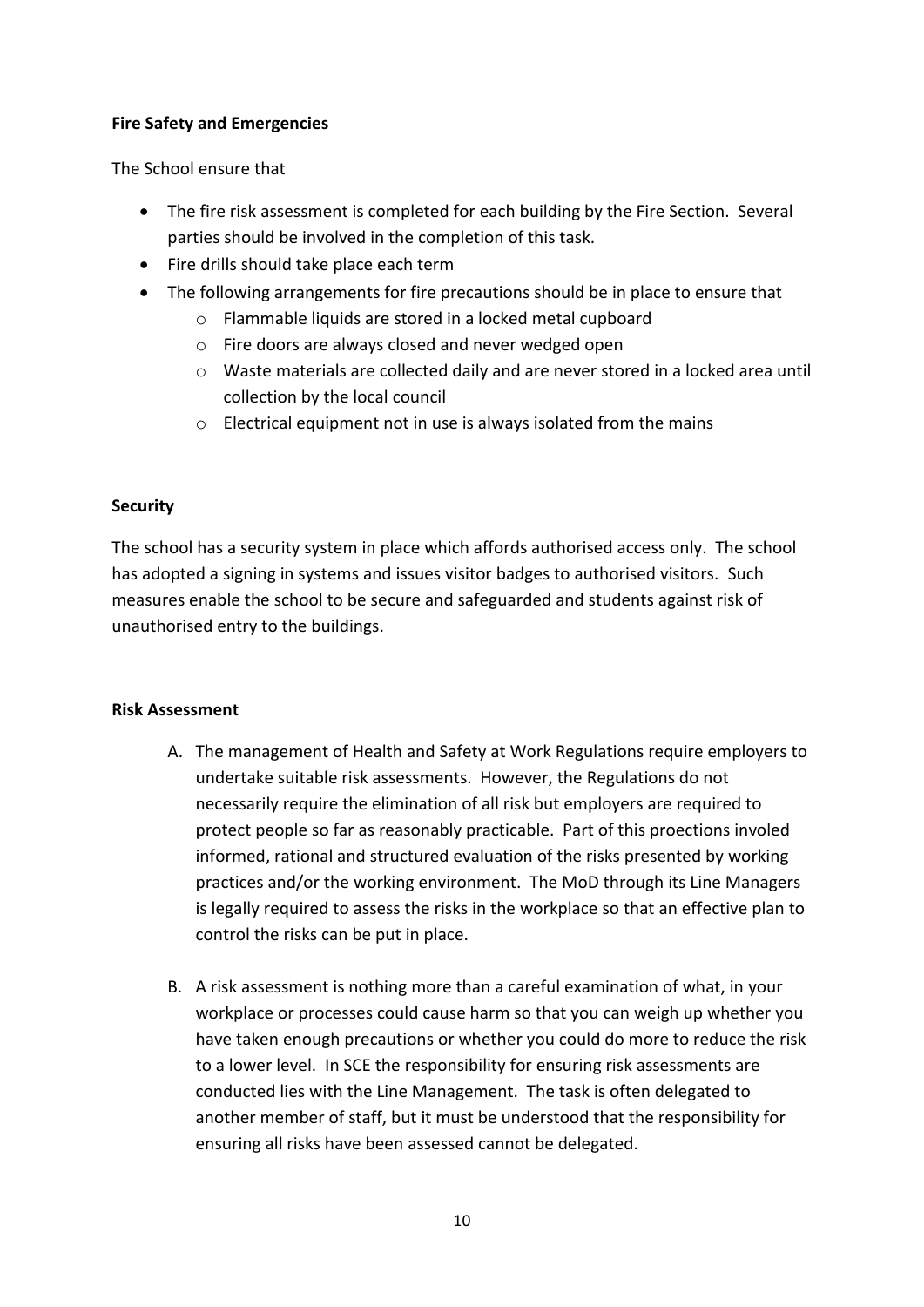**Fire Safety and Emergencies**

The School ensure that

- The fire risk assessment is completed for each building by the Fire Section. Several parties should be involved in the completion of this task.
- Fire drills should take place each term
- The following arrangements for fire precautions should be in place to ensure that
    - Flammable liquids are stored in a locked metal cupboard
    - Fire doors are always closed and never wedged open
    - Waste materials are collected daily and are never stored in a locked area until collection by the local council
    - Electrical equipment not in use is always isolated from the mains

**Security**

The school has a security system in place which affords authorised access only. The school has adopted a signing in systems and issues visitor badges to authorised visitors. Such measures enable the school to be secure and safeguarded and students against risk of unauthorised entry to the buildings.

**Risk Assessment**

A. The management of Health and Safety at Work Regulations require employers to undertake suitable risk assessments. However, the Regulations do not necessarily require the elimination of all risk but employers are required to protect people so far as reasonably practicable. Part of this proections involed informed, rational and structured evaluation of the risks presented by working practices and/or the working environment. The MoD through its Line Managers is legally required to assess the risks in the workplace so that an effective plan to control the risks can be put in place.

B. A risk assessment is nothing more than a careful examination of what, in your workplace or processes could cause harm so that you can weigh up whether you have taken enough precautions or whether you could do more to reduce the risk to a lower level. In SCE the responsibility for ensuring risk assessments are conducted lies with the Line Management. The task is often delegated to another member of staff, but it must be understood that the responsibility for ensuring all risks have been assessed cannot be delegated.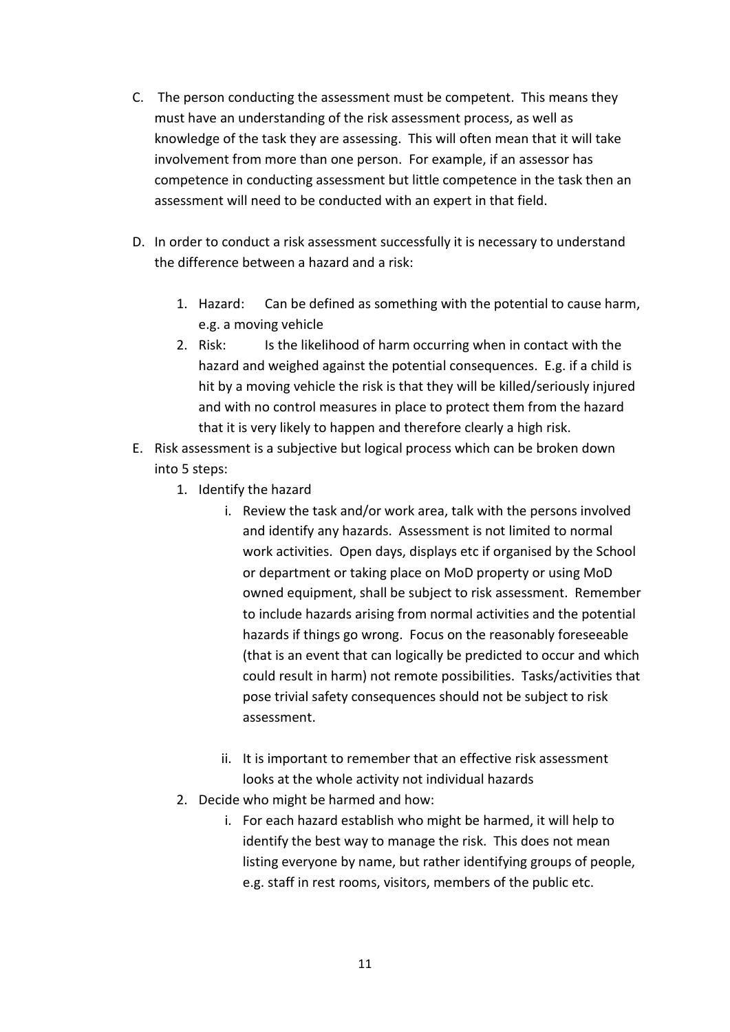C. The person conducting the assessment must be competent. This means they must have an understanding of the risk assessment process, as well as knowledge of the task they are assessing. This will often mean that it will take involvement from more than one person. For example, if an assessor has competence in conducting assessment but little competence in the task then an assessment will need to be conducted with an expert in that field.

D. In order to conduct a risk assessment successfully it is necessary to understand the difference between a hazard and a risk:

   1. Hazard: Can be defined as something with the potential to cause harm, e.g. a moving vehicle
   2. Risk: Is the likelihood of harm occurring when in contact with the hazard and weighed against the potential consequences. E.g. if a child is hit by a moving vehicle the risk is that they will be killed/seriously injured and with no control measures in place to protect them from the hazard that it is very likely to happen and therefore clearly a high risk.

E. Risk assessment is a subjective but logical process which can be broken down into 5 steps:

   1. Identify the hazard
      i. Review the task and/or work area, talk with the persons involved and identify any hazards. Assessment is not limited to normal work activities. Open days, displays etc if organised by the School or department or taking place on MoD property or using MoD owned equipment, shall be subject to risk assessment. Remember to include hazards arising from normal activities and the potential hazards if things go wrong. Focus on the reasonably foreseeable (that is an event that can logically be predicted to occur and which could result in harm) not remote possibilities. Tasks/activities that pose trivial safety consequences should not be subject to risk assessment.

      ii. It is important to remember that an effective risk assessment looks at the whole activity not individual hazards
   2. Decide who might be harmed and how:
      i. For each hazard establish who might be harmed, it will help to identify the best way to manage the risk. This does not mean listing everyone by name, but rather identifying groups of people, e.g. staff in rest rooms, visitors, members of the public etc.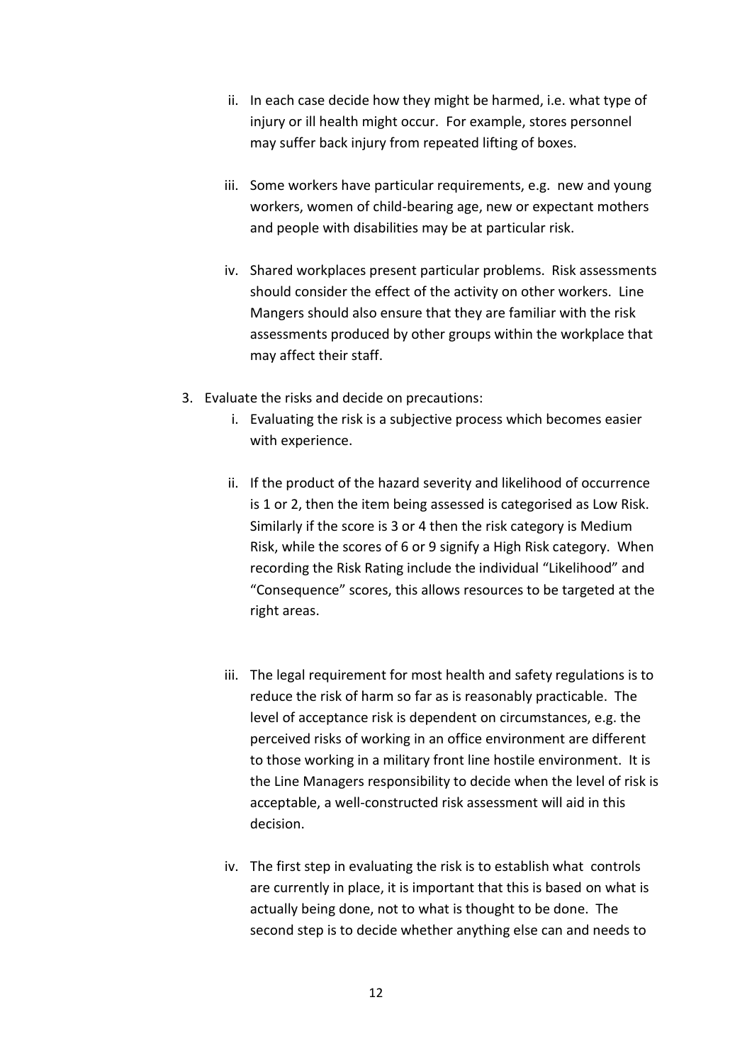ii. In each case decide how they might be harmed, i.e. what type of injury or ill health might occur. For example, stores personnel may suffer back injury from repeated lifting of boxes.

iii. Some workers have particular requirements, e.g. new and young workers, women of child-bearing age, new or expectant mothers and people with disabilities may be at particular risk.

iv. Shared workplaces present particular problems. Risk assessments should consider the effect of the activity on other workers. Line Mangers should also ensure that they are familiar with the risk assessments produced by other groups within the workplace that may affect their staff.

3. Evaluate the risks and decide on precautions:

   i. Evaluating the risk is a subjective process which becomes easier with experience.

   ii. If the product of the hazard severity and likelihood of occurrence is 1 or 2, then the item being assessed is categorised as Low Risk. Similarly if the score is 3 or 4 then the risk category is Medium Risk, while the scores of 6 or 9 signify a High Risk category. When recording the Risk Rating include the individual "Likelihood" and "Consequence" scores, this allows resources to be targeted at the right areas.

   iii. The legal requirement for most health and safety regulations is to reduce the risk of harm so far as is reasonably practicable. The level of acceptance risk is dependent on circumstances, e.g. the perceived risks of working in an office environment are different to those working in a military front line hostile environment. It is the Line Managers responsibility to decide when the level of risk is acceptable, a well-constructed risk assessment will aid in this decision.

   iv. The first step in evaluating the risk is to establish what controls are currently in place, it is important that this is based on what is actually being done, not to what is thought to be done. The second step is to decide whether anything else can and needs to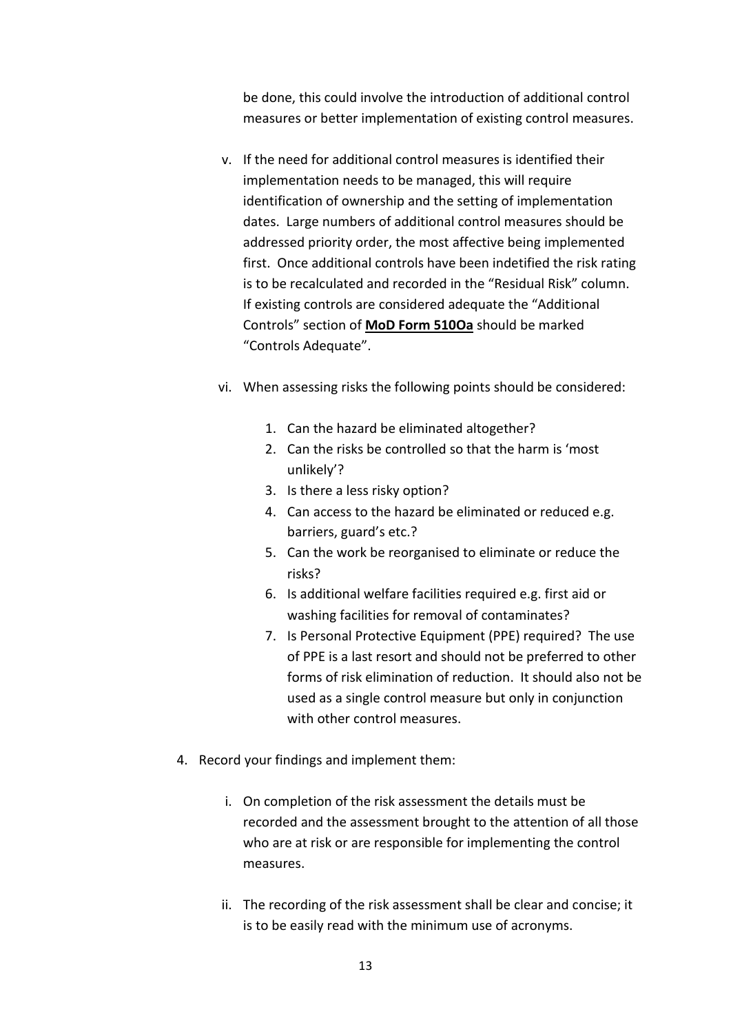be done, this could involve the introduction of additional control measures or better implementation of existing control measures.

v. If the need for additional control measures is identified their implementation needs to be managed, this will require identification of ownership and the setting of implementation dates. Large numbers of additional control measures should be addressed priority order, the most affective being implemented first. Once additional controls have been indetified the risk rating is to be recalculated and recorded in the "Residual Risk" column. If existing controls are considered adequate the "Additional Controls" section of **MoD Form 510Oa** should be marked "Controls Adequate".

vi. When assessing risks the following points should be considered:

   1. Can the hazard be eliminated altogether?
   2. Can the risks be controlled so that the harm is 'most unlikely'?
   3. Is there a less risky option?
   4. Can access to the hazard be eliminated or reduced e.g. barriers, guard's etc.?
   5. Can the work be reorganised to eliminate or reduce the risks?
   6. Is additional welfare facilities required e.g. first aid or washing facilities for removal of contaminates?
   7. Is Personal Protective Equipment (PPE) required? The use of PPE is a last resort and should not be preferred to other forms of risk elimination of reduction. It should also not be used as a single control measure but only in conjunction with other control measures.

4. Record your findings and implement them:

   i. On completion of the risk assessment the details must be recorded and the assessment brought to the attention of all those who are at risk or are responsible for implementing the control measures.

   ii. The recording of the risk assessment shall be clear and concise; it is to be easily read with the minimum use of acronyms.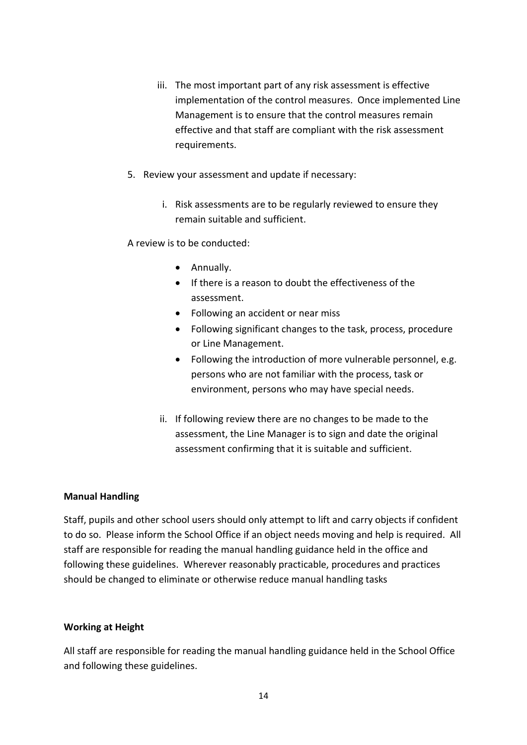iii. The most important part of any risk assessment is effective implementation of the control measures. Once implemented Line Management is to ensure that the control measures remain effective and that staff are compliant with the risk assessment requirements.

5. Review your assessment and update if necessary:

    i. Risk assessments are to be regularly reviewed to ensure they remain suitable and sufficient.

A review is to be conducted:

- Annually.
- If there is a reason to doubt the effectiveness of the assessment.
- Following an accident or near miss
- Following significant changes to the task, process, procedure or Line Management.
- Following the introduction of more vulnerable personnel, e.g. persons who are not familiar with the process, task or environment, persons who may have special needs.

    ii. If following review there are no changes to be made to the assessment, the Line Manager is to sign and date the original assessment confirming that it is suitable and sufficient.

**Manual Handling**

Staff, pupils and other school users should only attempt to lift and carry objects if confident to do so. Please inform the School Office if an object needs moving and help is required. All staff are responsible for reading the manual handling guidance held in the office and following these guidelines. Wherever reasonably practicable, procedures and practices should be changed to eliminate or otherwise reduce manual handling tasks

**Working at Height**

All staff are responsible for reading the manual handling guidance held in the School Office and following these guidelines.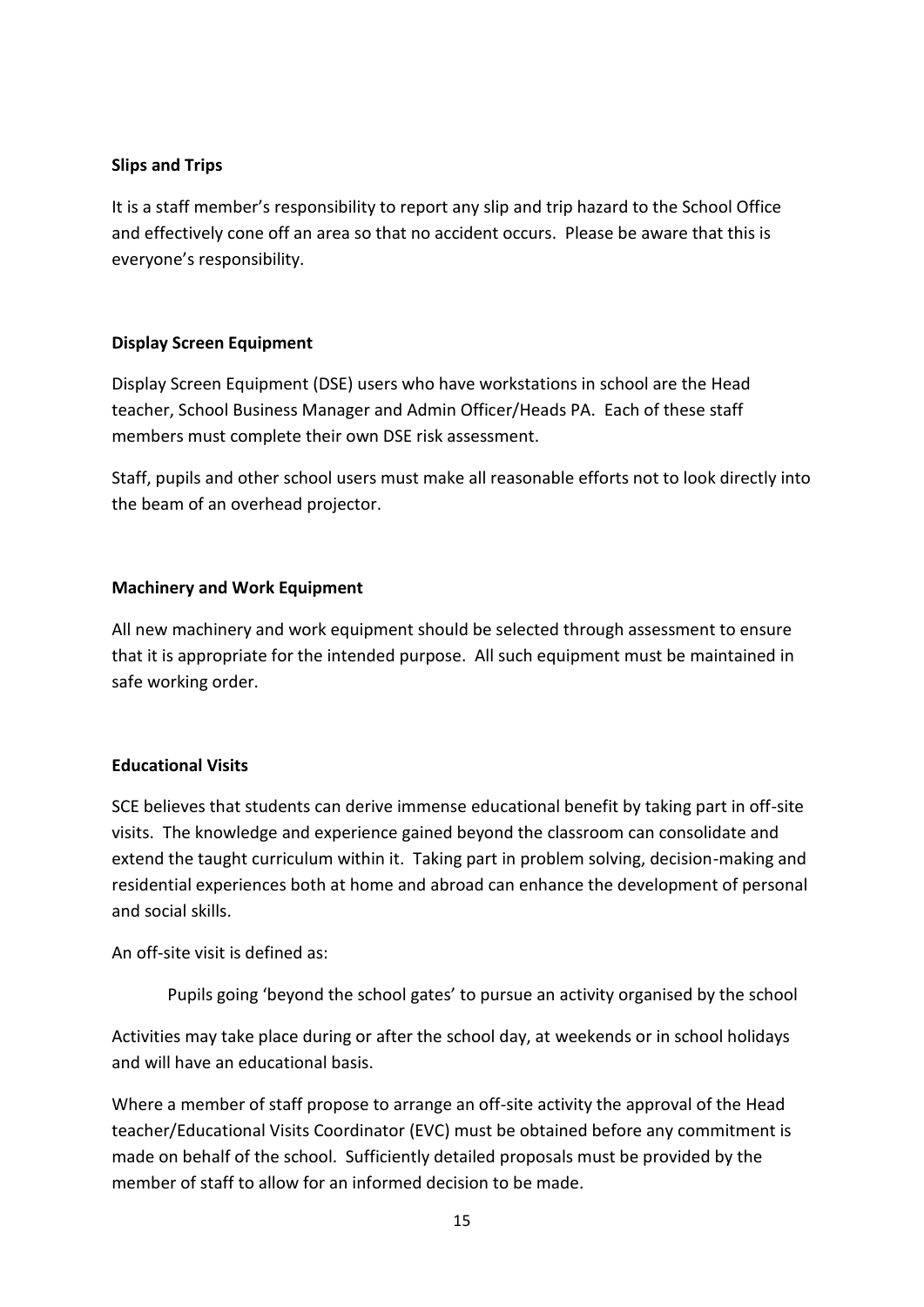**Slips and Trips**

It is a staff member's responsibility to report any slip and trip hazard to the School Office and effectively cone off an area so that no accident occurs. Please be aware that this is everyone's responsibility.

**Display Screen Equipment**

Display Screen Equipment (DSE) users who have workstations in school are the Head teacher, School Business Manager and Admin Officer/Heads PA. Each of these staff members must complete their own DSE risk assessment.

Staff, pupils and other school users must make all reasonable efforts not to look directly into the beam of an overhead projector.

**Machinery and Work Equipment**

All new machinery and work equipment should be selected through assessment to ensure that it is appropriate for the intended purpose. All such equipment must be maintained in safe working order.

**Educational Visits**

SCE believes that students can derive immense educational benefit by taking part in off-site visits. The knowledge and experience gained beyond the classroom can consolidate and extend the taught curriculum within it. Taking part in problem solving, decision-making and residential experiences both at home and abroad can enhance the development of personal and social skills.

An off-site visit is defined as:

> Pupils going 'beyond the school gates' to pursue an activity organised by the school

Activities may take place during or after the school day, at weekends or in school holidays and will have an educational basis.

Where a member of staff propose to arrange an off-site activity the approval of the Head teacher/Educational Visits Coordinator (EVC) must be obtained before any commitment is made on behalf of the school. Sufficiently detailed proposals must be provided by the member of staff to allow for an informed decision to be made.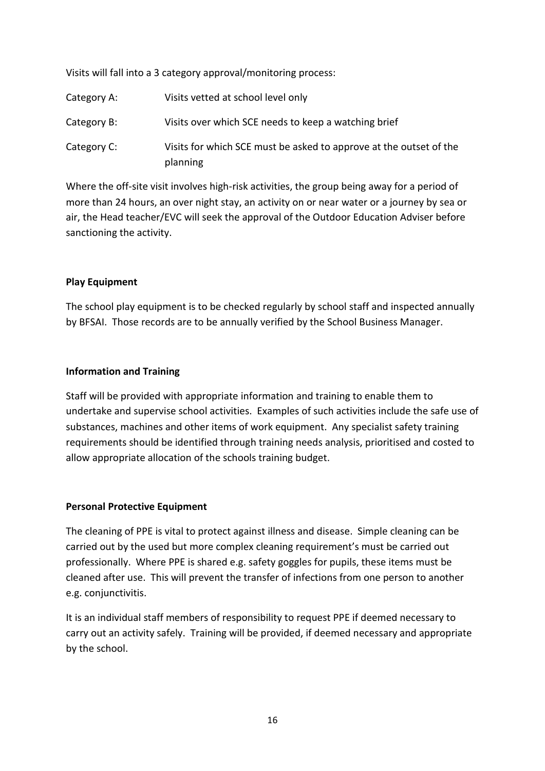Visits will fall into a 3 category approval/monitoring process:

| | |
|---|---|
| Category A: | Visits vetted at school level only |
| Category B: | Visits over which SCE needs to keep a watching brief |
| Category C: | Visits for which SCE must be asked to approve at the outset of the planning |

Where the off-site visit involves high-risk activities, the group being away for a period of more than 24 hours, an over night stay, an activity on or near water or a journey by sea or air, the Head teacher/EVC will seek the approval of the Outdoor Education Adviser before sanctioning the activity.

**Play Equipment**

The school play equipment is to be checked regularly by school staff and inspected annually by BFSAI. Those records are to be annually verified by the School Business Manager.

**Information and Training**

Staff will be provided with appropriate information and training to enable them to undertake and supervise school activities. Examples of such activities include the safe use of substances, machines and other items of work equipment. Any specialist safety training requirements should be identified through training needs analysis, prioritised and costed to allow appropriate allocation of the schools training budget.

**Personal Protective Equipment**

The cleaning of PPE is vital to protect against illness and disease. Simple cleaning can be carried out by the used but more complex cleaning requirement's must be carried out professionally. Where PPE is shared e.g. safety goggles for pupils, these items must be cleaned after use. This will prevent the transfer of infections from one person to another e.g. conjunctivitis.

It is an individual staff members of responsibility to request PPE if deemed necessary to carry out an activity safely. Training will be provided, if deemed necessary and appropriate by the school.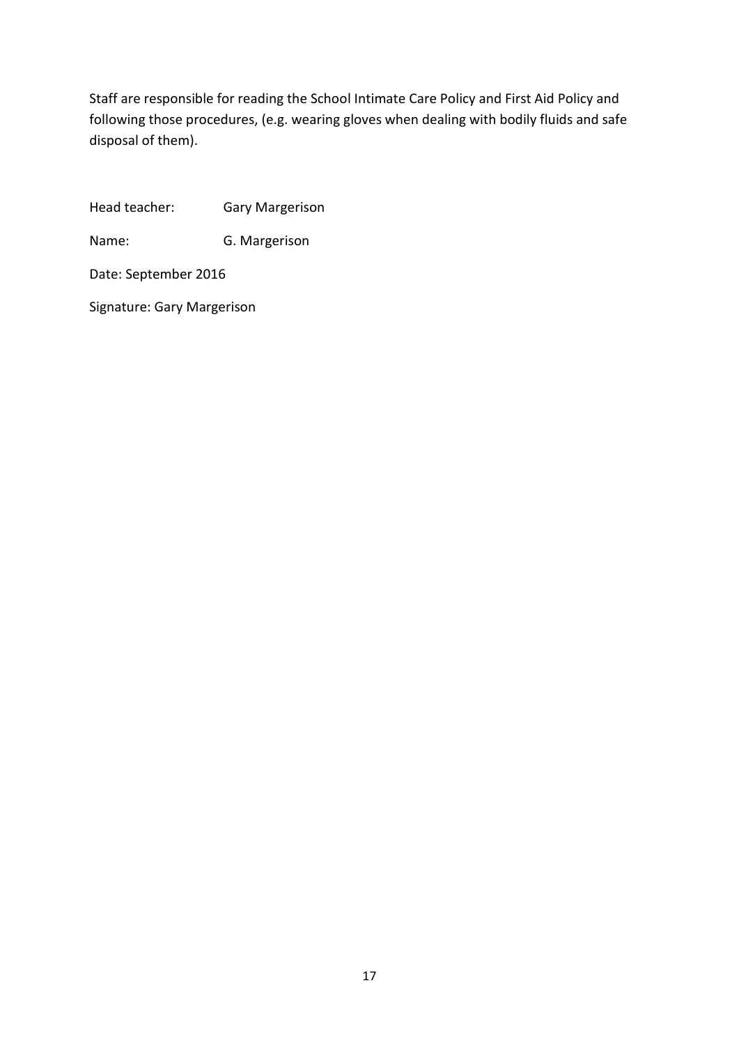Staff are responsible for reading the School Intimate Care Policy and First Aid Policy and following those procedures, (e.g. wearing gloves when dealing with bodily fluids and safe disposal of them).

Head teacher: Gary Margerison

Name: G. Margerison

Date: September 2016

Signature: Gary Margerison